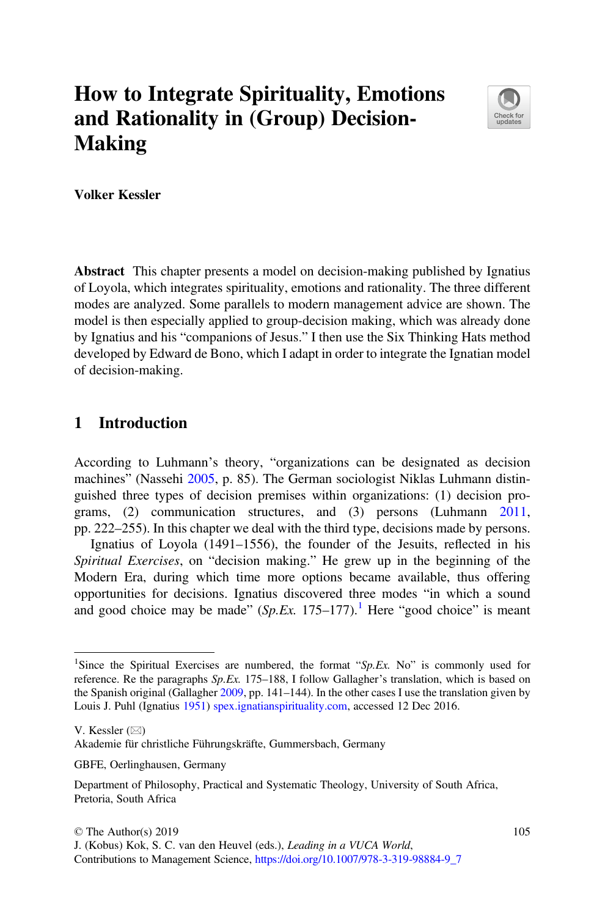# How to Integrate Spirituality, Emotions and Rationality in (Group) Decision-Making

**Volker Kessler**

**Abstract** This chapter presents a model on decision-making published by Ignatius of Loyola, which integrates spirituality, emotions and rationality. The three different modes are analyzed. Some parallels to modern management advice are shown. The model is then especially applied to group-decision making, which was already done by Ignatius and his "companions of Jesus." I then use the Six Thinking Hats method developed by Edward de Bono, which I adapt in order to integrate the Ignatian model of decision-making.

## 1 Introduction

According to Luhmann's theory, "organizations can be designated as decision machines" (Nassehi 2005, p. 85). The German sociologist Niklas Luhmann distinguished three types of decision premises within organizations: (1) decision programs, (2) communication structures, and (3) persons (Luhmann 2011, pp. 222–255). In this chapter we deal with the third type, decisions made by persons.

Ignatius of Loyola (1491–1556), the founder of the Jesuits, reflected in his *Spiritual Exercises*, on "decision making." He grew up in the beginning of the Modern Era, during which time more options became available, thus offering opportunities for decisions. Ignatius discovered three modes "in which a sound and good choice may be made" (*Sp.Ex.* 175–177).[1] Here "good choice" is meant

---

[1] Since the Spiritual Exercises are numbered, the format "*Sp.Ex.* No" is commonly used for reference. Re the paragraphs *Sp.Ex.* 175–188, I follow Gallagher's translation, which is based on the Spanish original (Gallagher 2009, pp. 141–144). In the other cases I use the translation given by Louis J. Puhl (Ignatius 1951) spex.ignatianspirituality.com, accessed 12 Dec 2016.

V. Kessler (✉)
Akademie für christliche Führungskräfte, Gummersbach, Germany

GBFE, Oerlinghausen, Germany

Department of Philosophy, Practical and Systematic Theology, University of South Africa, Pretoria, South Africa

© The Author(s) 2019
J. (Kobus) Kok, S. C. van den Heuvel (eds.), *Leading in a VUCA World*, Contributions to Management Science, https://doi.org/10.1007/978-3-319-98884-9_7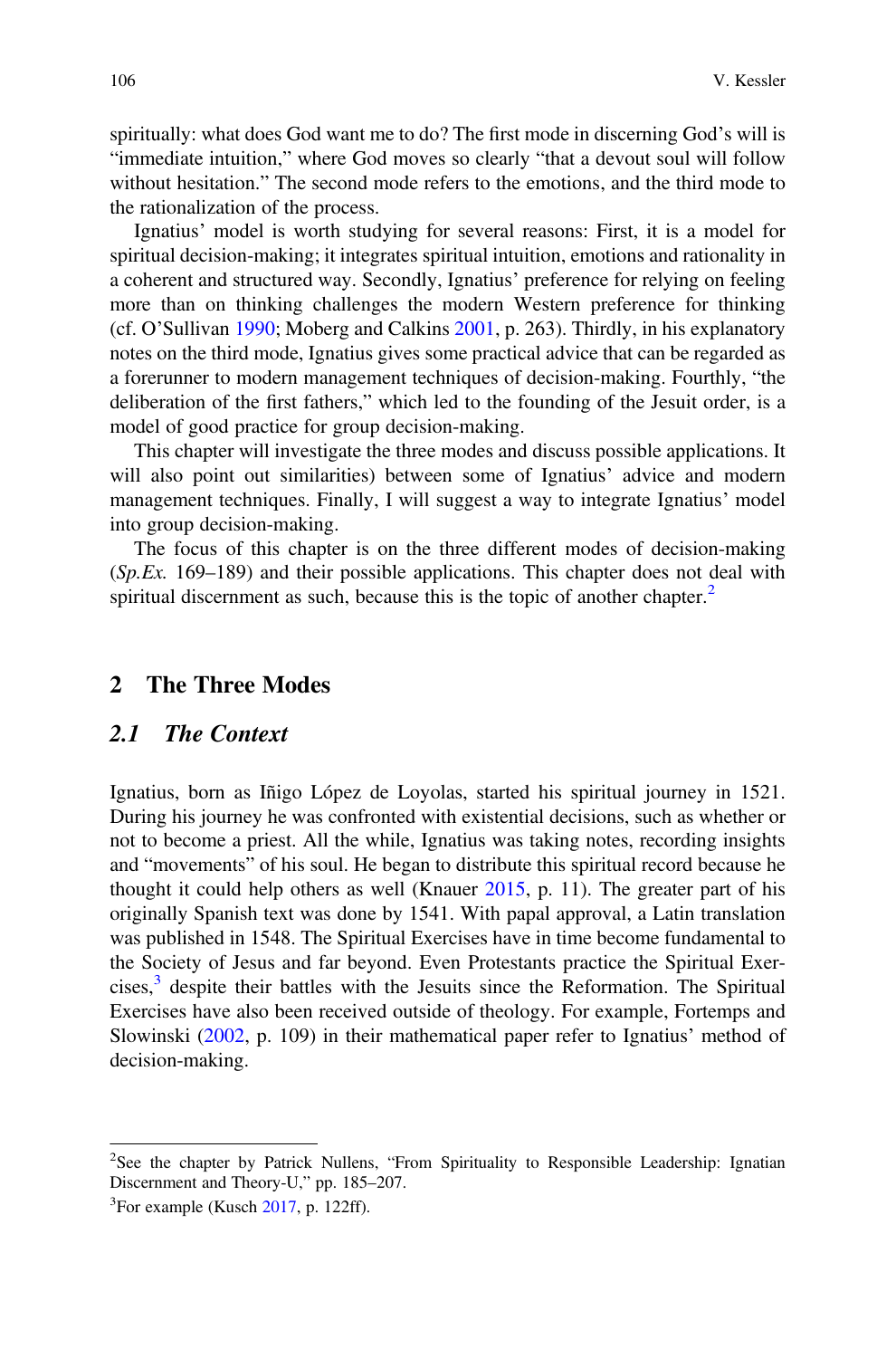spiritually: what does God want me to do? The first mode in discerning God's will is "immediate intuition," where God moves so clearly "that a devout soul will follow without hesitation." The second mode refers to the emotions, and the third mode to the rationalization of the process.

Ignatius' model is worth studying for several reasons: First, it is a model for spiritual decision-making; it integrates spiritual intuition, emotions and rationality in a coherent and structured way. Secondly, Ignatius' preference for relying on feeling more than on thinking challenges the modern Western preference for thinking (cf. O'Sullivan 1990; Moberg and Calkins 2001, p. 263). Thirdly, in his explanatory notes on the third mode, Ignatius gives some practical advice that can be regarded as a forerunner to modern management techniques of decision-making. Fourthly, "the deliberation of the first fathers," which led to the founding of the Jesuit order, is a model of good practice for group decision-making.

This chapter will investigate the three modes and discuss possible applications. It will also point out similarities) between some of Ignatius' advice and modern management techniques. Finally, I will suggest a way to integrate Ignatius' model into group decision-making.

The focus of this chapter is on the three different modes of decision-making (*Sp.Ex.* 169–189) and their possible applications. This chapter does not deal with spiritual discernment as such, because this is the topic of another chapter.[2]

## 2 The Three Modes

### 2.1 *The Context*

Ignatius, born as Iñigo López de Loyolas, started his spiritual journey in 1521. During his journey he was confronted with existential decisions, such as whether or not to become a priest. All the while, Ignatius was taking notes, recording insights and "movements" of his soul. He began to distribute this spiritual record because he thought it could help others as well (Knauer 2015, p. 11). The greater part of his originally Spanish text was done by 1541. With papal approval, a Latin translation was published in 1548. The Spiritual Exercises have in time become fundamental to the Society of Jesus and far beyond. Even Protestants practice the Spiritual Exercises,[3] despite their battles with the Jesuits since the Reformation. The Spiritual Exercises have also been received outside of theology. For example, Fortemps and Slowinski (2002, p. 109) in their mathematical paper refer to Ignatius' method of decision-making.

---

[2] See the chapter by Patrick Nullens, "From Spirituality to Responsible Leadership: Ignatian Discernment and Theory-U," pp. 185–207.

[3] For example (Kusch 2017, p. 122ff).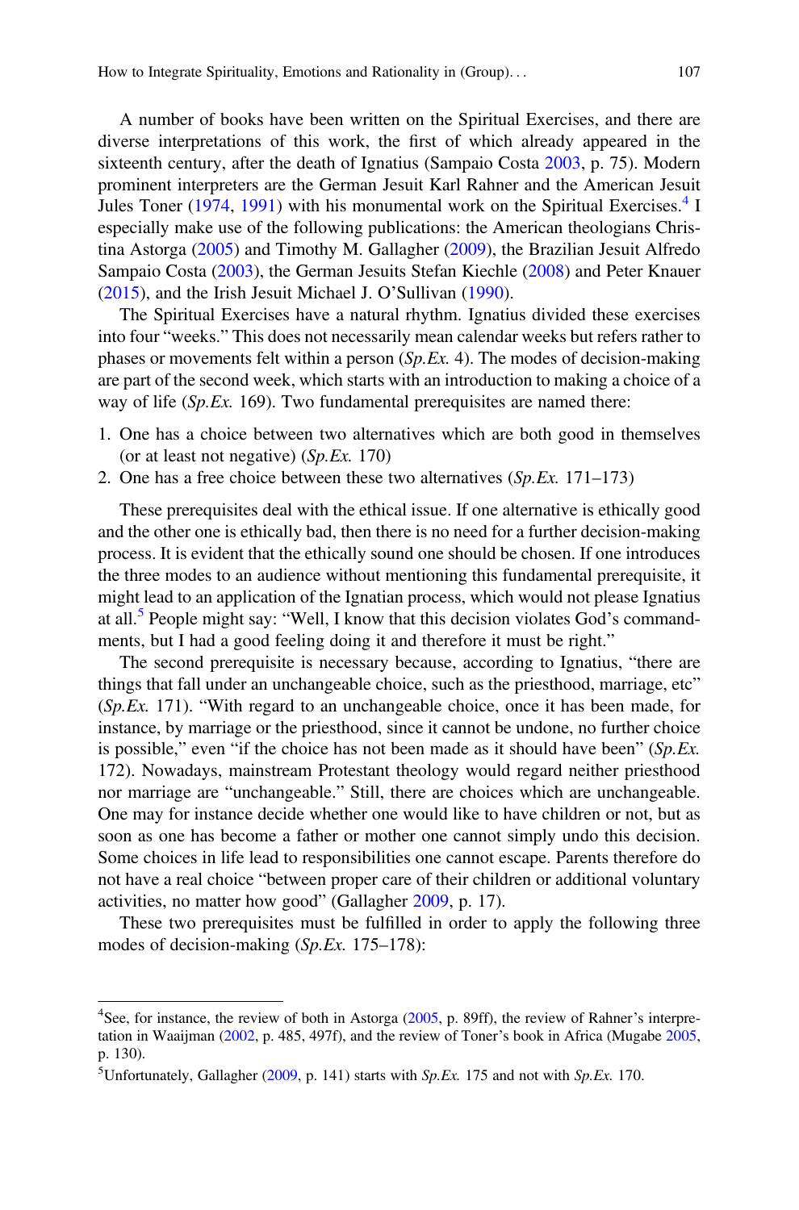A number of books have been written on the Spiritual Exercises, and there are diverse interpretations of this work, the first of which already appeared in the sixteenth century, after the death of Ignatius (Sampaio Costa 2003, p. 75). Modern prominent interpreters are the German Jesuit Karl Rahner and the American Jesuit Jules Toner (1974, 1991) with his monumental work on the Spiritual Exercises.[4] I especially make use of the following publications: the American theologians Christina Astorga (2005) and Timothy M. Gallagher (2009), the Brazilian Jesuit Alfredo Sampaio Costa (2003), the German Jesuits Stefan Kiechle (2008) and Peter Knauer (2015), and the Irish Jesuit Michael J. O'Sullivan (1990).

The Spiritual Exercises have a natural rhythm. Ignatius divided these exercises into four "weeks." This does not necessarily mean calendar weeks but refers rather to phases or movements felt within a person (*Sp.Ex.* 4). The modes of decision-making are part of the second week, which starts with an introduction to making a choice of a way of life (*Sp.Ex.* 169). Two fundamental prerequisites are named there:

1. One has a choice between two alternatives which are both good in themselves (or at least not negative) (*Sp.Ex.* 170)
2. One has a free choice between these two alternatives (*Sp.Ex.* 171–173)

These prerequisites deal with the ethical issue. If one alternative is ethically good and the other one is ethically bad, then there is no need for a further decision-making process. It is evident that the ethically sound one should be chosen. If one introduces the three modes to an audience without mentioning this fundamental prerequisite, it might lead to an application of the Ignatian process, which would not please Ignatius at all.[5] People might say: "Well, I know that this decision violates God's commandments, but I had a good feeling doing it and therefore it must be right."

The second prerequisite is necessary because, according to Ignatius, "there are things that fall under an unchangeable choice, such as the priesthood, marriage, etc" (*Sp.Ex.* 171). "With regard to an unchangeable choice, once it has been made, for instance, by marriage or the priesthood, since it cannot be undone, no further choice is possible," even "if the choice has not been made as it should have been" (*Sp.Ex.* 172). Nowadays, mainstream Protestant theology would regard neither priesthood nor marriage are "unchangeable." Still, there are choices which are unchangeable. One may for instance decide whether one would like to have children or not, but as soon as one has become a father or mother one cannot simply undo this decision. Some choices in life lead to responsibilities one cannot escape. Parents therefore do not have a real choice "between proper care of their children or additional voluntary activities, no matter how good" (Gallagher 2009, p. 17).

These two prerequisites must be fulfilled in order to apply the following three modes of decision-making (*Sp.Ex.* 175–178):

---

[4] See, for instance, the review of both in Astorga (2005, p. 89ff), the review of Rahner's interpretation in Waaijman (2002, p. 485, 497f), and the review of Toner's book in Africa (Mugabe 2005, p. 130).

[5] Unfortunately, Gallagher (2009, p. 141) starts with *Sp.Ex.* 175 and not with *Sp.Ex.* 170.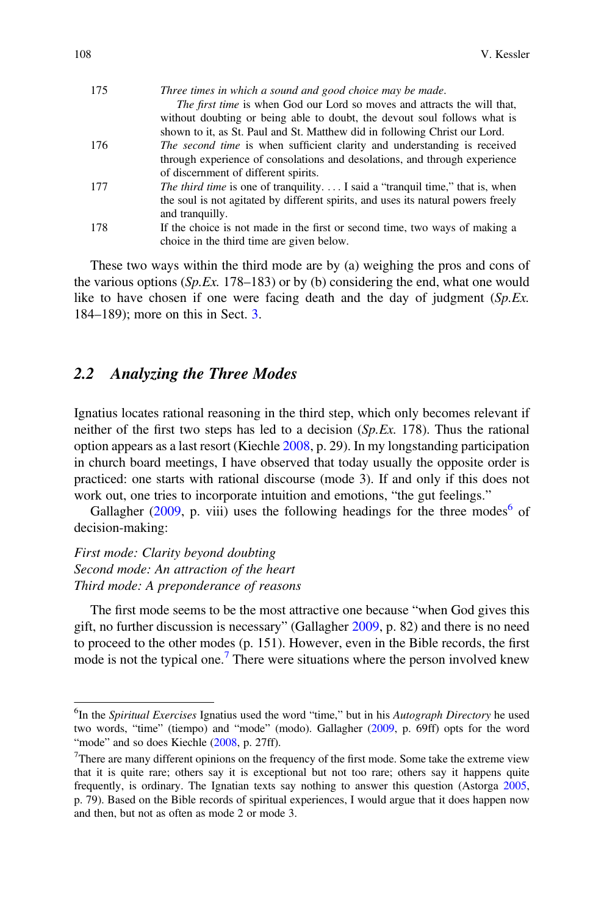| | |
|---|---|
| 175 | *Three times in which a sound and good choice may be made.*<br>*The first time* is when God our Lord so moves and attracts the will that, without doubting or being able to doubt, the devout soul follows what is shown to it, as St. Paul and St. Matthew did in following Christ our Lord. |
| 176 | *The second time* is when sufficient clarity and understanding is received through experience of consolations and desolations, and through experience of discernment of different spirits. |
| 177 | *The third time* is one of tranquility. . . . I said a "tranquil time," that is, when the soul is not agitated by different spirits, and uses its natural powers freely and tranquilly. |
| 178 | If the choice is not made in the first or second time, two ways of making a choice in the third time are given below. |

These two ways within the third mode are by (a) weighing the pros and cons of the various options (*Sp.Ex.* 178–183) or by (b) considering the end, what one would like to have chosen if one were facing death and the day of judgment (*Sp.Ex.* 184–189); more on this in Sect. 3.

## 2.2 Analyzing the Three Modes

Ignatius locates rational reasoning in the third step, which only becomes relevant if neither of the first two steps has led to a decision (*Sp.Ex.* 178). Thus the rational option appears as a last resort (Kiechle 2008, p. 29). In my longstanding participation in church board meetings, I have observed that today usually the opposite order is practiced: one starts with rational discourse (mode 3). If and only if this does not work out, one tries to incorporate intuition and emotions, "the gut feelings."

Gallagher (2009, p. viii) uses the following headings for the three modes[6] of decision-making:

*First mode: Clarity beyond doubting*
*Second mode: An attraction of the heart*
*Third mode: A preponderance of reasons*

The first mode seems to be the most attractive one because "when God gives this gift, no further discussion is necessary" (Gallagher 2009, p. 82) and there is no need to proceed to the other modes (p. 151). However, even in the Bible records, the first mode is not the typical one.[7] There were situations where the person involved knew

---

[6]In the *Spiritual Exercises* Ignatius used the word "time," but in his *Autograph Directory* he used two words, "time" (tiempo) and "mode" (modo). Gallagher (2009, p. 69ff) opts for the word "mode" and so does Kiechle (2008, p. 27ff).

[7]There are many different opinions on the frequency of the first mode. Some take the extreme view that it is quite rare; others say it is exceptional but not too rare; others say it happens quite frequently, is ordinary. The Ignatian texts say nothing to answer this question (Astorga 2005, p. 79). Based on the Bible records of spiritual experiences, I would argue that it does happen now and then, but not as often as mode 2 or mode 3.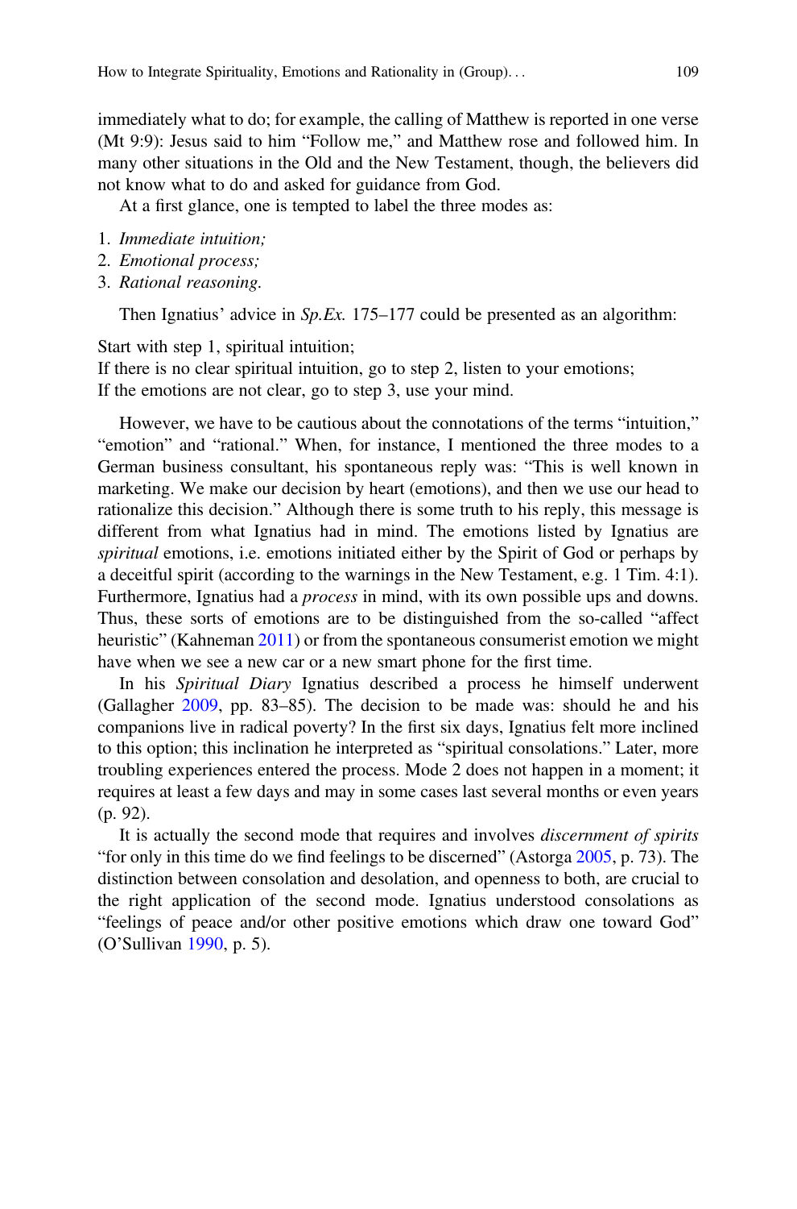immediately what to do; for example, the calling of Matthew is reported in one verse (Mt 9:9): Jesus said to him "Follow me," and Matthew rose and followed him. In many other situations in the Old and the New Testament, though, the believers did not know what to do and asked for guidance from God.

At a first glance, one is tempted to label the three modes as:

1. *Immediate intuition;*
2. *Emotional process;*
3. *Rational reasoning.*

Then Ignatius' advice in *Sp.Ex.* 175–177 could be presented as an algorithm:

Start with step 1, spiritual intuition;
If there is no clear spiritual intuition, go to step 2, listen to your emotions;
If the emotions are not clear, go to step 3, use your mind.

However, we have to be cautious about the connotations of the terms "intuition," "emotion" and "rational." When, for instance, I mentioned the three modes to a German business consultant, his spontaneous reply was: "This is well known in marketing. We make our decision by heart (emotions), and then we use our head to rationalize this decision." Although there is some truth to his reply, this message is different from what Ignatius had in mind. The emotions listed by Ignatius are *spiritual* emotions, i.e. emotions initiated either by the Spirit of God or perhaps by a deceitful spirit (according to the warnings in the New Testament, e.g. 1 Tim. 4:1). Furthermore, Ignatius had a *process* in mind, with its own possible ups and downs. Thus, these sorts of emotions are to be distinguished from the so-called "affect heuristic" (Kahneman 2011) or from the spontaneous consumerist emotion we might have when we see a new car or a new smart phone for the first time.

In his *Spiritual Diary* Ignatius described a process he himself underwent (Gallagher 2009, pp. 83–85). The decision to be made was: should he and his companions live in radical poverty? In the first six days, Ignatius felt more inclined to this option; this inclination he interpreted as "spiritual consolations." Later, more troubling experiences entered the process. Mode 2 does not happen in a moment; it requires at least a few days and may in some cases last several months or even years (p. 92).

It is actually the second mode that requires and involves *discernment of spirits* "for only in this time do we find feelings to be discerned" (Astorga 2005, p. 73). The distinction between consolation and desolation, and openness to both, are crucial to the right application of the second mode. Ignatius understood consolations as "feelings of peace and/or other positive emotions which draw one toward God" (O'Sullivan 1990, p. 5).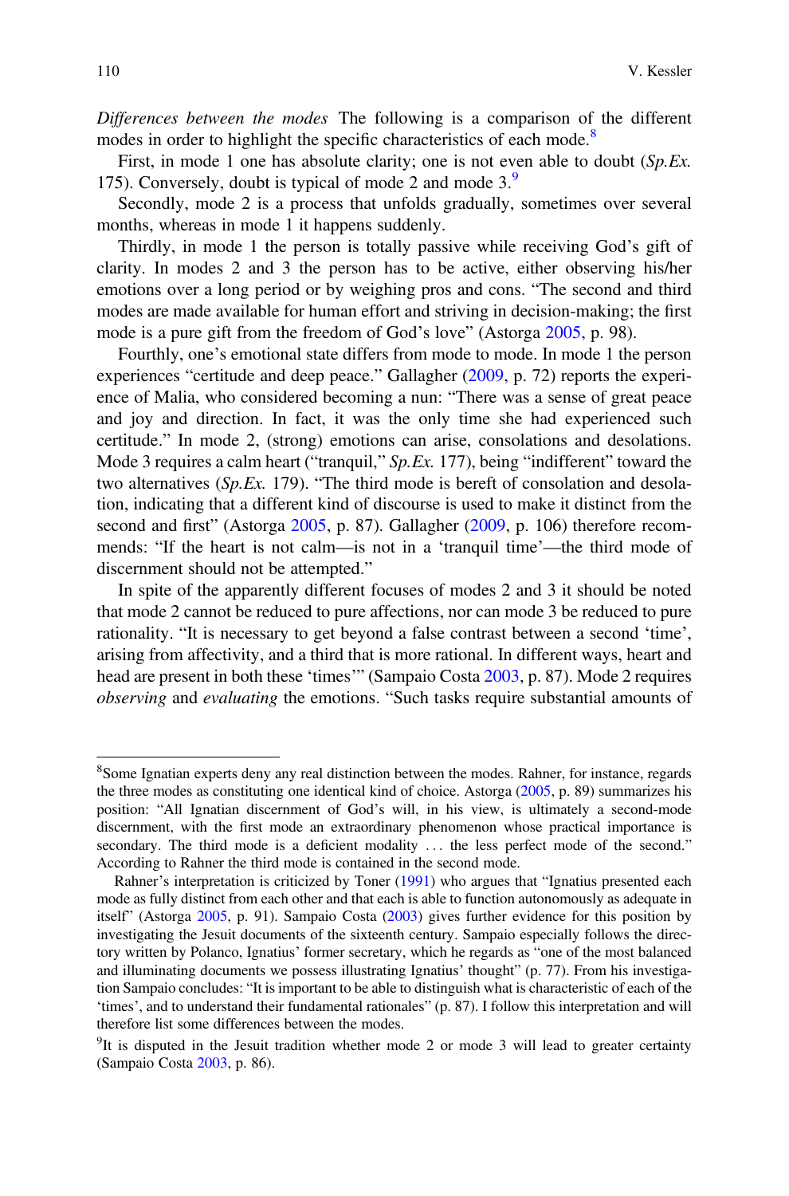*Differences between the modes* The following is a comparison of the different modes in order to highlight the specific characteristics of each mode.[8]

First, in mode 1 one has absolute clarity; one is not even able to doubt (*Sp.Ex.* 175). Conversely, doubt is typical of mode 2 and mode 3.[9]

Secondly, mode 2 is a process that unfolds gradually, sometimes over several months, whereas in mode 1 it happens suddenly.

Thirdly, in mode 1 the person is totally passive while receiving God's gift of clarity. In modes 2 and 3 the person has to be active, either observing his/her emotions over a long period or by weighing pros and cons. "The second and third modes are made available for human effort and striving in decision-making; the first mode is a pure gift from the freedom of God's love" (Astorga 2005, p. 98).

Fourthly, one's emotional state differs from mode to mode. In mode 1 the person experiences "certitude and deep peace." Gallagher (2009, p. 72) reports the experience of Malia, who considered becoming a nun: "There was a sense of great peace and joy and direction. In fact, it was the only time she had experienced such certitude." In mode 2, (strong) emotions can arise, consolations and desolations. Mode 3 requires a calm heart ("tranquil," *Sp.Ex.* 177), being "indifferent" toward the two alternatives (*Sp.Ex.* 179). "The third mode is bereft of consolation and desolation, indicating that a different kind of discourse is used to make it distinct from the second and first" (Astorga 2005, p. 87). Gallagher (2009, p. 106) therefore recommends: "If the heart is not calm—is not in a 'tranquil time'—the third mode of discernment should not be attempted."

In spite of the apparently different focuses of modes 2 and 3 it should be noted that mode 2 cannot be reduced to pure affections, nor can mode 3 be reduced to pure rationality. "It is necessary to get beyond a false contrast between a second 'time', arising from affectivity, and a third that is more rational. In different ways, heart and head are present in both these 'times'" (Sampaio Costa 2003, p. 87). Mode 2 requires *observing* and *evaluating* the emotions. "Such tasks require substantial amounts of

---

[8]Some Ignatian experts deny any real distinction between the modes. Rahner, for instance, regards the three modes as constituting one identical kind of choice. Astorga (2005, p. 89) summarizes his position: "All Ignatian discernment of God's will, in his view, is ultimately a second-mode discernment, with the first mode an extraordinary phenomenon whose practical importance is secondary. The third mode is a deficient modality ... the less perfect mode of the second." According to Rahner the third mode is contained in the second mode.

Rahner's interpretation is criticized by Toner (1991) who argues that "Ignatius presented each mode as fully distinct from each other and that each is able to function autonomously as adequate in itself" (Astorga 2005, p. 91). Sampaio Costa (2003) gives further evidence for this position by investigating the Jesuit documents of the sixteenth century. Sampaio especially follows the directory written by Polanco, Ignatius' former secretary, which he regards as "one of the most balanced and illuminating documents we possess illustrating Ignatius' thought" (p. 77). From his investigation Sampaio concludes: "It is important to be able to distinguish what is characteristic of each of the 'times', and to understand their fundamental rationales" (p. 87). I follow this interpretation and will therefore list some differences between the modes.

[9]It is disputed in the Jesuit tradition whether mode 2 or mode 3 will lead to greater certainty (Sampaio Costa 2003, p. 86).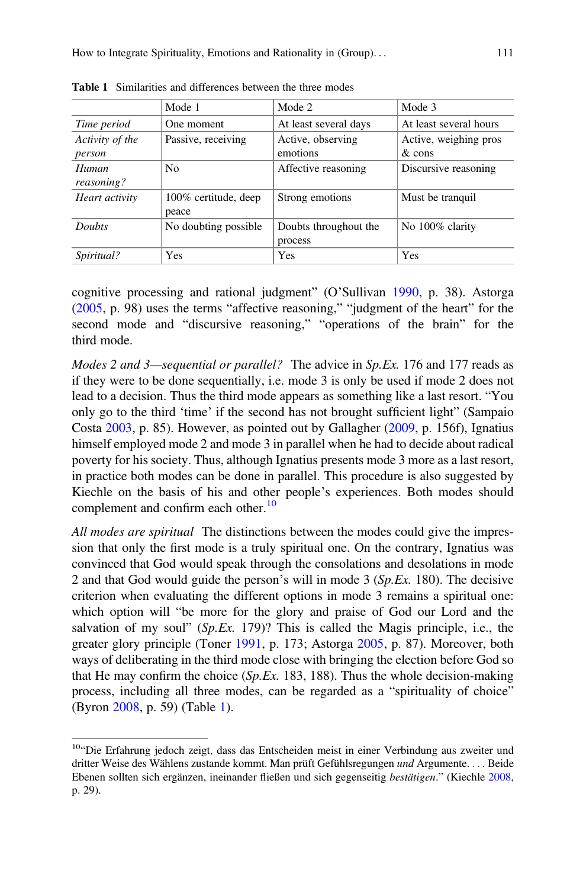**Table 1** Similarities and differences between the three modes

| | Mode 1 | Mode 2 | Mode 3 |
|---|---|---|---|
| *Time period* | One moment | At least several days | At least several hours |
| *Activity of the person* | Passive, receiving | Active, observing emotions | Active, weighing pros & cons |
| *Human reasoning?* | No | Affective reasoning | Discursive reasoning |
| *Heart activity* | 100% certitude, deep peace | Strong emotions | Must be tranquil |
| *Doubts* | No doubting possible | Doubts throughout the process | No 100% clarity |
| *Spiritual?* | Yes | Yes | Yes |

cognitive processing and rational judgment" (O'Sullivan 1990, p. 38). Astorga (2005, p. 98) uses the terms "affective reasoning," "judgment of the heart" for the second mode and "discursive reasoning," "operations of the brain" for the third mode.

*Modes 2 and 3—sequential or parallel?* The advice in *Sp.Ex.* 176 and 177 reads as if they were to be done sequentially, i.e. mode 3 is only be used if mode 2 does not lead to a decision. Thus the third mode appears as something like a last resort. "You only go to the third 'time' if the second has not brought sufficient light" (Sampaio Costa 2003, p. 85). However, as pointed out by Gallagher (2009, p. 156f), Ignatius himself employed mode 2 and mode 3 in parallel when he had to decide about radical poverty for his society. Thus, although Ignatius presents mode 3 more as a last resort, in practice both modes can be done in parallel. This procedure is also suggested by Kiechle on the basis of his and other people's experiences. Both modes should complement and confirm each other.[10]

*All modes are spiritual* The distinctions between the modes could give the impression that only the first mode is a truly spiritual one. On the contrary, Ignatius was convinced that God would speak through the consolations and desolations in mode 2 and that God would guide the person's will in mode 3 (*Sp.Ex.* 180). The decisive criterion when evaluating the different options in mode 3 remains a spiritual one: which option will "be more for the glory and praise of God our Lord and the salvation of my soul" (*Sp.Ex.* 179)? This is called the Magis principle, i.e., the greater glory principle (Toner 1991, p. 173; Astorga 2005, p. 87). Moreover, both ways of deliberating in the third mode close with bringing the election before God so that He may confirm the choice (*Sp.Ex.* 183, 188). Thus the whole decision-making process, including all three modes, can be regarded as a "spirituality of choice" (Byron 2008, p. 59) (Table 1).

[10]"Die Erfahrung jedoch zeigt, dass das Entscheiden meist in einer Verbindung aus zweiter und dritter Weise des Wählens zustande kommt. Man prüft Gefühlsregungen *und* Argumente. . . . Beide Ebenen sollten sich ergänzen, ineinander fließen und sich gegenseitig *bestätigen*." (Kiechle 2008, p. 29).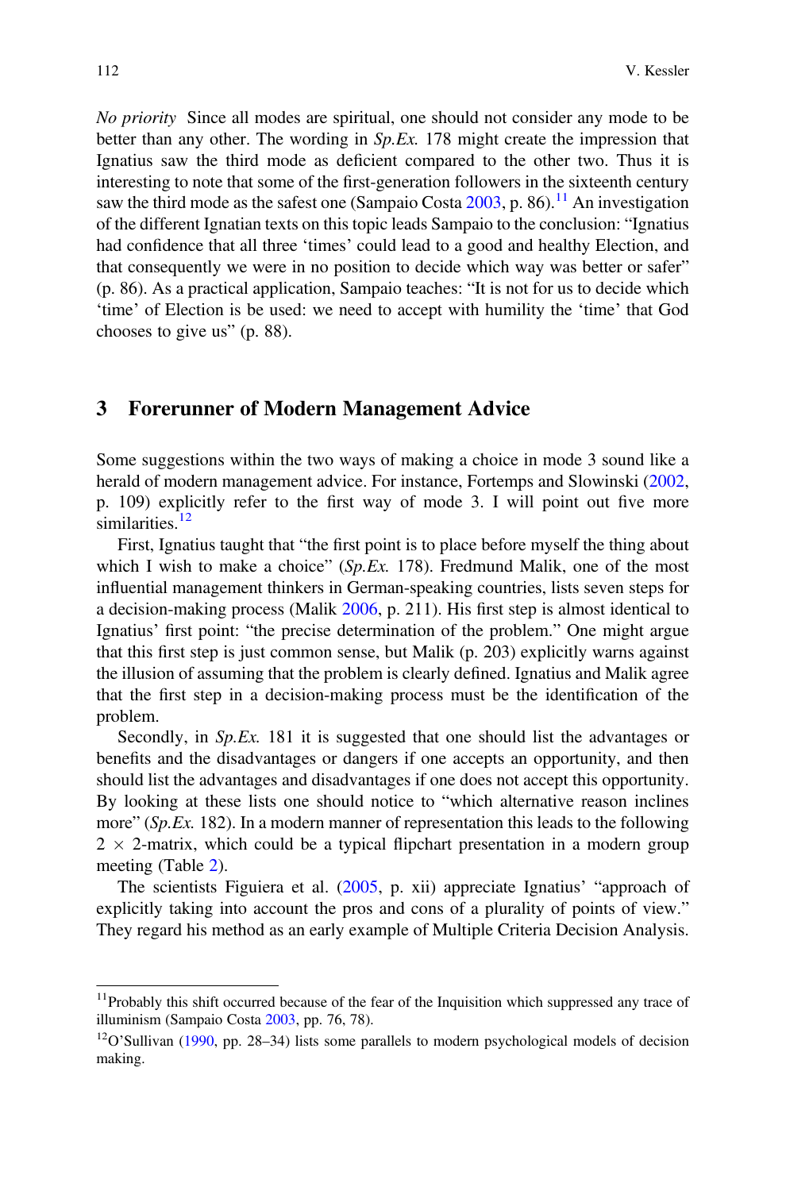*No priority* Since all modes are spiritual, one should not consider any mode to be better than any other. The wording in *Sp.Ex.* 178 might create the impression that Ignatius saw the third mode as deficient compared to the other two. Thus it is interesting to note that some of the first-generation followers in the sixteenth century saw the third mode as the safest one (Sampaio Costa 2003, p. 86).[11] An investigation of the different Ignatian texts on this topic leads Sampaio to the conclusion: "Ignatius had confidence that all three 'times' could lead to a good and healthy Election, and that consequently we were in no position to decide which way was better or safer" (p. 86). As a practical application, Sampaio teaches: "It is not for us to decide which 'time' of Election is be used: we need to accept with humility the 'time' that God chooses to give us" (p. 88).

## 3 Forerunner of Modern Management Advice

Some suggestions within the two ways of making a choice in mode 3 sound like a herald of modern management advice. For instance, Fortemps and Slowinski (2002, p. 109) explicitly refer to the first way of mode 3. I will point out five more similarities.[12]

First, Ignatius taught that "the first point is to place before myself the thing about which I wish to make a choice" (*Sp.Ex.* 178). Fredmund Malik, one of the most influential management thinkers in German-speaking countries, lists seven steps for a decision-making process (Malik 2006, p. 211). His first step is almost identical to Ignatius' first point: "the precise determination of the problem." One might argue that this first step is just common sense, but Malik (p. 203) explicitly warns against the illusion of assuming that the problem is clearly defined. Ignatius and Malik agree that the first step in a decision-making process must be the identification of the problem.

Secondly, in *Sp.Ex.* 181 it is suggested that one should list the advantages or benefits and the disadvantages or dangers if one accepts an opportunity, and then should list the advantages and disadvantages if one does not accept this opportunity. By looking at these lists one should notice to "which alternative reason inclines more" (*Sp.Ex.* 182). In a modern manner of representation this leads to the following $2 \times 2$-matrix, which could be a typical flipchart presentation in a modern group meeting (Table 2).

The scientists Figuiera et al. (2005, p. xii) appreciate Ignatius' "approach of explicitly taking into account the pros and cons of a plurality of points of view." They regard his method as an early example of Multiple Criteria Decision Analysis.

---

[11] Probably this shift occurred because of the fear of the Inquisition which suppressed any trace of illuminism (Sampaio Costa 2003, pp. 76, 78).

[12] O'Sullivan (1990, pp. 28–34) lists some parallels to modern psychological models of decision making.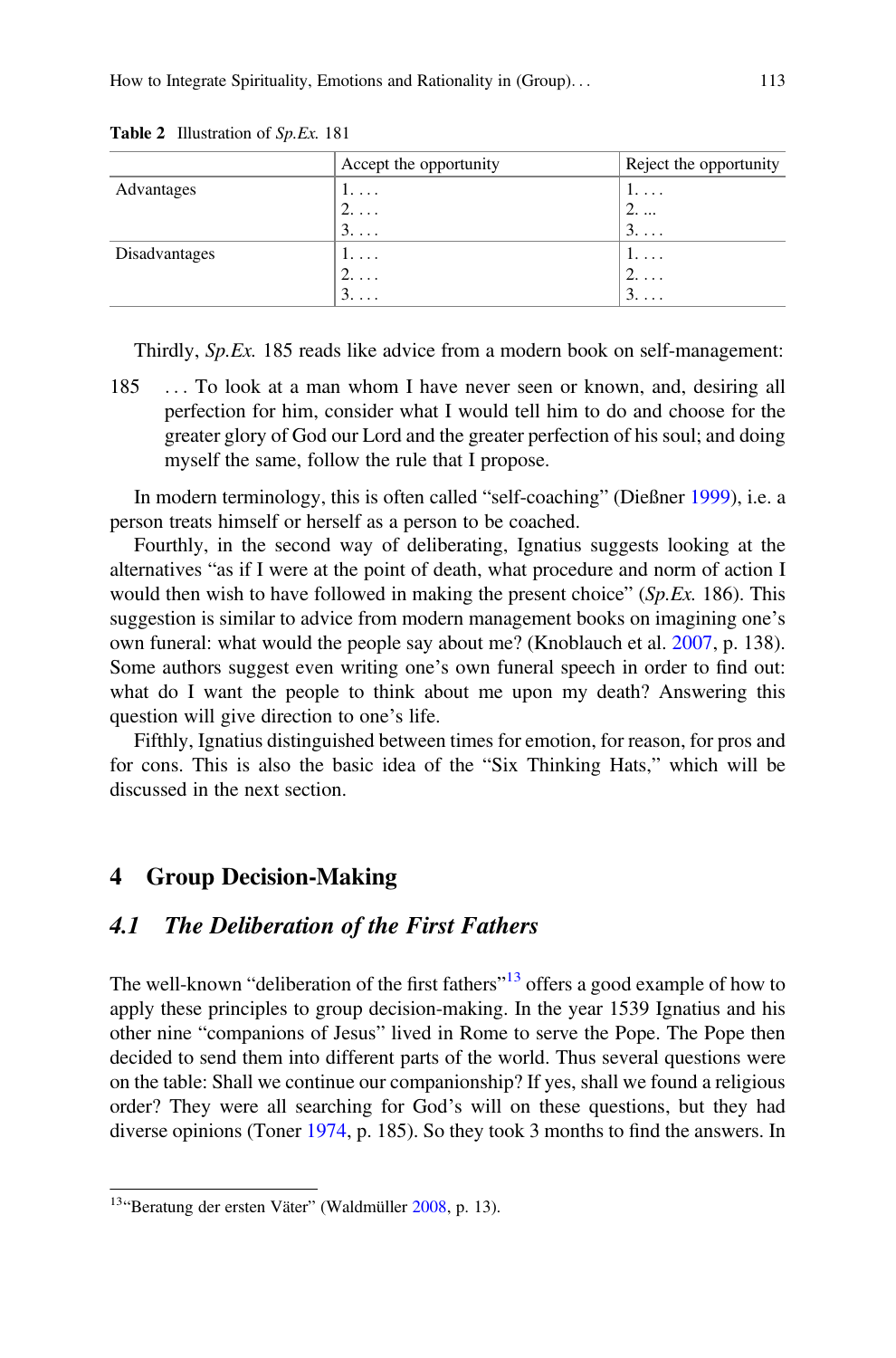**Table 2** Illustration of *Sp.Ex.* 181

| | Accept the opportunity | Reject the opportunity |
|---|---|---|
| Advantages | 1. . . .<br>2. . . .<br>3. . . . | 1. . . .<br>2. ...<br>3. . . . |
| Disadvantages | 1. . . .<br>2. . . .<br>3. . . . | 1. . . .<br>2. . . .<br>3. . . . |

Thirdly, *Sp.Ex.* 185 reads like advice from a modern book on self-management:

> 185 . . . To look at a man whom I have never seen or known, and, desiring all perfection for him, consider what I would tell him to do and choose for the greater glory of God our Lord and the greater perfection of his soul; and doing myself the same, follow the rule that I propose.

In modern terminology, this is often called "self-coaching" (Dießner 1999), i.e. a person treats himself or herself as a person to be coached.

Fourthly, in the second way of deliberating, Ignatius suggests looking at the alternatives "as if I were at the point of death, what procedure and norm of action I would then wish to have followed in making the present choice" (*Sp.Ex.* 186). This suggestion is similar to advice from modern management books on imagining one's own funeral: what would the people say about me? (Knoblauch et al. 2007, p. 138). Some authors suggest even writing one's own funeral speech in order to find out: what do I want the people to think about me upon my death? Answering this question will give direction to one's life.

Fifthly, Ignatius distinguished between times for emotion, for reason, for pros and for cons. This is also the basic idea of the "Six Thinking Hats," which will be discussed in the next section.

## 4 Group Decision-Making

### 4.1 The Deliberation of the First Fathers

The well-known "deliberation of the first fathers"[13] offers a good example of how to apply these principles to group decision-making. In the year 1539 Ignatius and his other nine "companions of Jesus" lived in Rome to serve the Pope. The Pope then decided to send them into different parts of the world. Thus several questions were on the table: Shall we continue our companionship? If yes, shall we found a religious order? They were all searching for God's will on these questions, but they had diverse opinions (Toner 1974, p. 185). So they took 3 months to find the answers. In

[13] "Beratung der ersten Väter" (Waldmüller 2008, p. 13).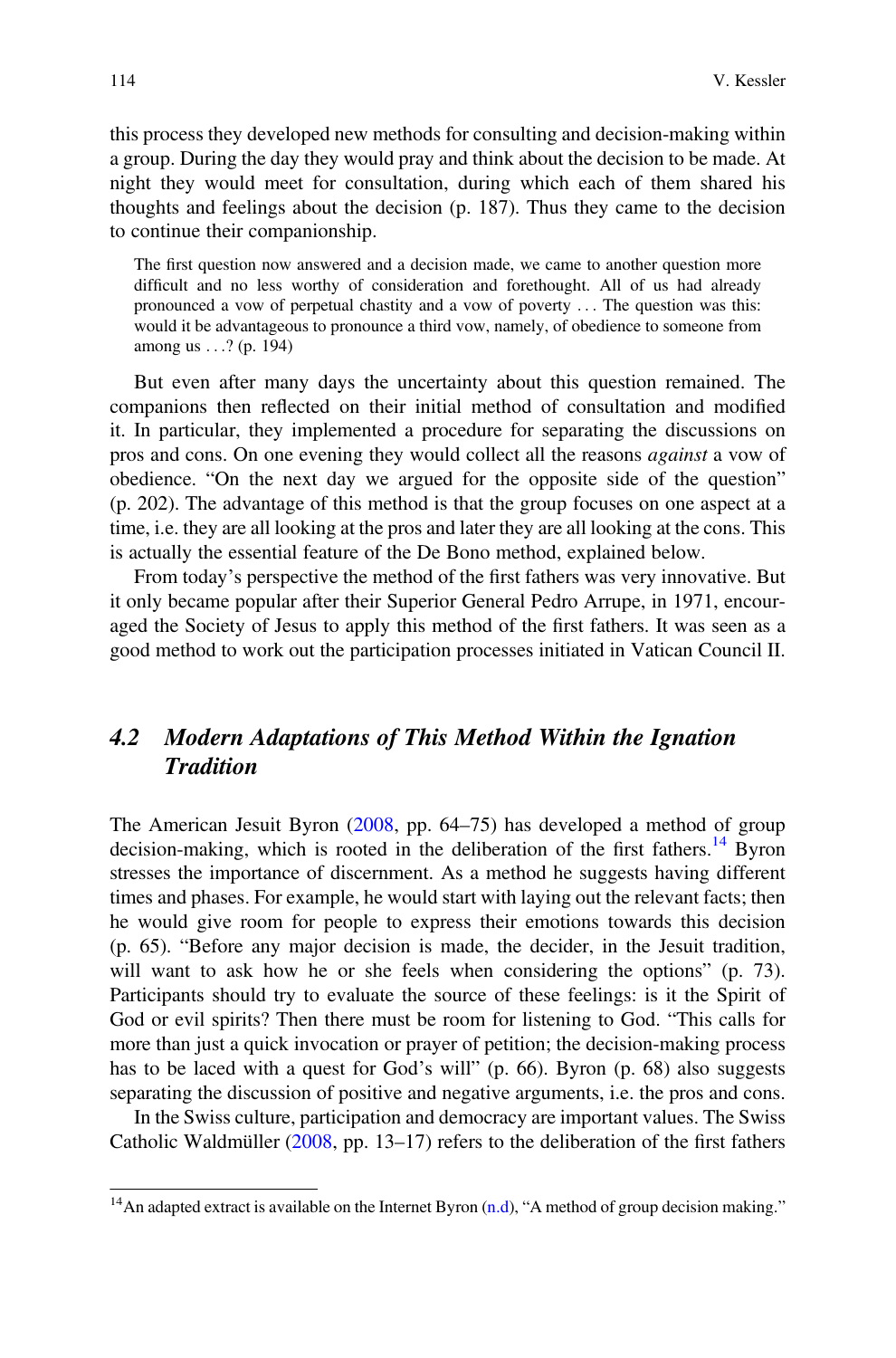this process they developed new methods for consulting and decision-making within a group. During the day they would pray and think about the decision to be made. At night they would meet for consultation, during which each of them shared his thoughts and feelings about the decision (p. 187). Thus they came to the decision to continue their companionship.

> The first question now answered and a decision made, we came to another question more difficult and no less worthy of consideration and forethought. All of us had already pronounced a vow of perpetual chastity and a vow of poverty . . . The question was this: would it be advantageous to pronounce a third vow, namely, of obedience to someone from among us . . .? (p. 194)

But even after many days the uncertainty about this question remained. The companions then reflected on their initial method of consultation and modified it. In particular, they implemented a procedure for separating the discussions on pros and cons. On one evening they would collect all the reasons *against* a vow of obedience. "On the next day we argued for the opposite side of the question" (p. 202). The advantage of this method is that the group focuses on one aspect at a time, i.e. they are all looking at the pros and later they are all looking at the cons. This is actually the essential feature of the De Bono method, explained below.

From today's perspective the method of the first fathers was very innovative. But it only became popular after their Superior General Pedro Arrupe, in 1971, encouraged the Society of Jesus to apply this method of the first fathers. It was seen as a good method to work out the participation processes initiated in Vatican Council II.

## 4.2 Modern Adaptations of This Method Within the Ignation Tradition

The American Jesuit Byron (2008, pp. 64–75) has developed a method of group decision-making, which is rooted in the deliberation of the first fathers.[14] Byron stresses the importance of discernment. As a method he suggests having different times and phases. For example, he would start with laying out the relevant facts; then he would give room for people to express their emotions towards this decision (p. 65). "Before any major decision is made, the decider, in the Jesuit tradition, will want to ask how he or she feels when considering the options" (p. 73). Participants should try to evaluate the source of these feelings: is it the Spirit of God or evil spirits? Then there must be room for listening to God. "This calls for more than just a quick invocation or prayer of petition; the decision-making process has to be laced with a quest for God's will" (p. 66). Byron (p. 68) also suggests separating the discussion of positive and negative arguments, i.e. the pros and cons.

In the Swiss culture, participation and democracy are important values. The Swiss Catholic Waldmüller (2008, pp. 13–17) refers to the deliberation of the first fathers

[14] An adapted extract is available on the Internet Byron (n.d), "A method of group decision making."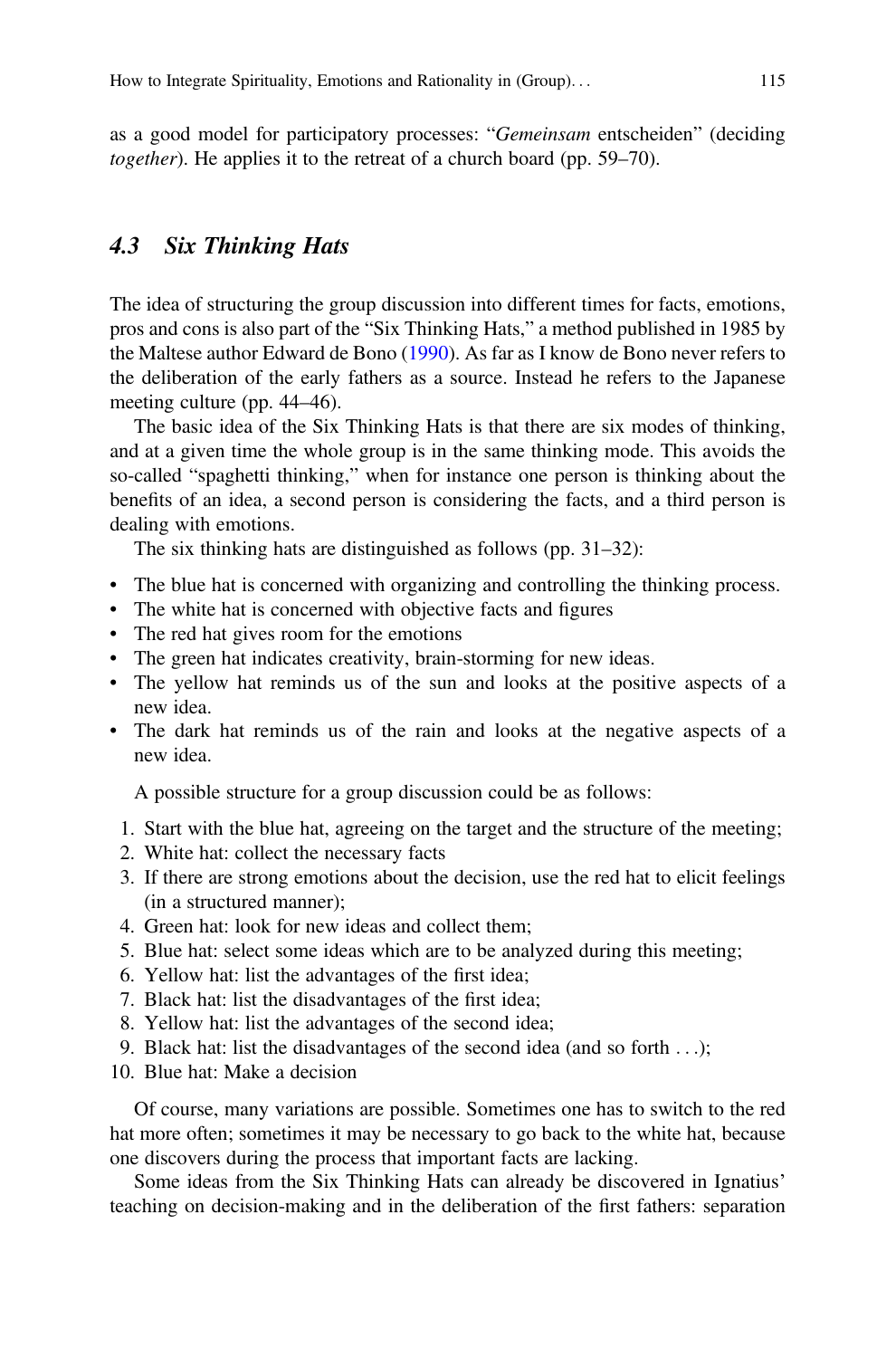as a good model for participatory processes: "*Gemeinsam* entscheiden" (deciding *together*). He applies it to the retreat of a church board (pp. 59–70).

### 4.3 Six Thinking Hats

The idea of structuring the group discussion into different times for facts, emotions, pros and cons is also part of the "Six Thinking Hats," a method published in 1985 by the Maltese author Edward de Bono (1990). As far as I know de Bono never refers to the deliberation of the early fathers as a source. Instead he refers to the Japanese meeting culture (pp. 44–46).

The basic idea of the Six Thinking Hats is that there are six modes of thinking, and at a given time the whole group is in the same thinking mode. This avoids the so-called "spaghetti thinking," when for instance one person is thinking about the benefits of an idea, a second person is considering the facts, and a third person is dealing with emotions.

The six thinking hats are distinguished as follows (pp. 31–32):

- The blue hat is concerned with organizing and controlling the thinking process.
- The white hat is concerned with objective facts and figures
- The red hat gives room for the emotions
- The green hat indicates creativity, brain-storming for new ideas.
- The yellow hat reminds us of the sun and looks at the positive aspects of a new idea.
- The dark hat reminds us of the rain and looks at the negative aspects of a new idea.

A possible structure for a group discussion could be as follows:

1. Start with the blue hat, agreeing on the target and the structure of the meeting;
2. White hat: collect the necessary facts
3. If there are strong emotions about the decision, use the red hat to elicit feelings (in a structured manner);
4. Green hat: look for new ideas and collect them;
5. Blue hat: select some ideas which are to be analyzed during this meeting;
6. Yellow hat: list the advantages of the first idea;
7. Black hat: list the disadvantages of the first idea;
8. Yellow hat: list the advantages of the second idea;
9. Black hat: list the disadvantages of the second idea (and so forth . . .);
10. Blue hat: Make a decision

Of course, many variations are possible. Sometimes one has to switch to the red hat more often; sometimes it may be necessary to go back to the white hat, because one discovers during the process that important facts are lacking.

Some ideas from the Six Thinking Hats can already be discovered in Ignatius' teaching on decision-making and in the deliberation of the first fathers: separation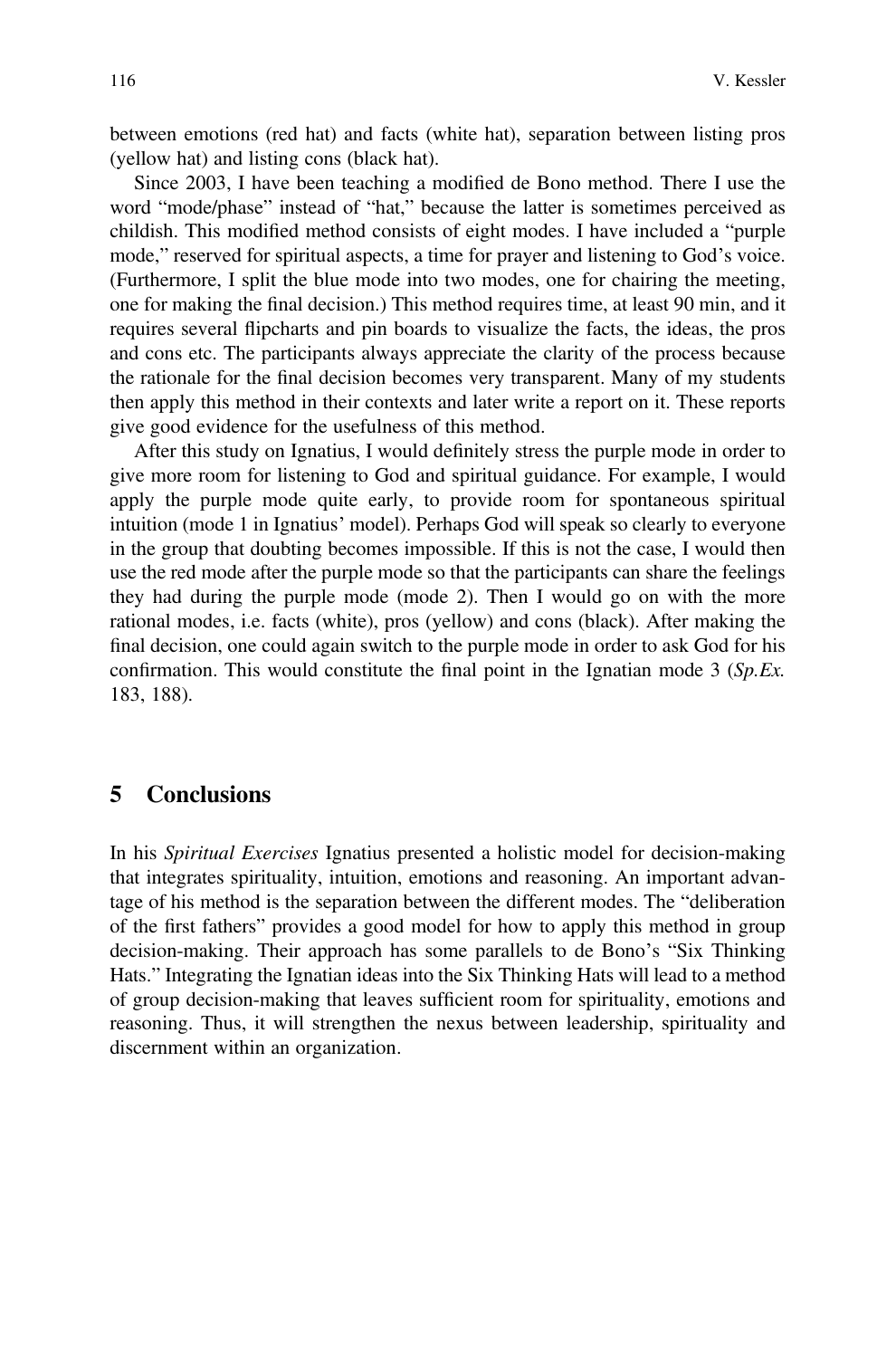between emotions (red hat) and facts (white hat), separation between listing pros (yellow hat) and listing cons (black hat).

Since 2003, I have been teaching a modified de Bono method. There I use the word "mode/phase" instead of "hat," because the latter is sometimes perceived as childish. This modified method consists of eight modes. I have included a "purple mode," reserved for spiritual aspects, a time for prayer and listening to God's voice. (Furthermore, I split the blue mode into two modes, one for chairing the meeting, one for making the final decision.) This method requires time, at least 90 min, and it requires several flipcharts and pin boards to visualize the facts, the ideas, the pros and cons etc. The participants always appreciate the clarity of the process because the rationale for the final decision becomes very transparent. Many of my students then apply this method in their contexts and later write a report on it. These reports give good evidence for the usefulness of this method.

After this study on Ignatius, I would definitely stress the purple mode in order to give more room for listening to God and spiritual guidance. For example, I would apply the purple mode quite early, to provide room for spontaneous spiritual intuition (mode 1 in Ignatius' model). Perhaps God will speak so clearly to everyone in the group that doubting becomes impossible. If this is not the case, I would then use the red mode after the purple mode so that the participants can share the feelings they had during the purple mode (mode 2). Then I would go on with the more rational modes, i.e. facts (white), pros (yellow) and cons (black). After making the final decision, one could again switch to the purple mode in order to ask God for his confirmation. This would constitute the final point in the Ignatian mode 3 (*Sp.Ex.* 183, 188).

## 5 Conclusions

In his *Spiritual Exercises* Ignatius presented a holistic model for decision-making that integrates spirituality, intuition, emotions and reasoning. An important advantage of his method is the separation between the different modes. The "deliberation of the first fathers" provides a good model for how to apply this method in group decision-making. Their approach has some parallels to de Bono's "Six Thinking Hats." Integrating the Ignatian ideas into the Six Thinking Hats will lead to a method of group decision-making that leaves sufficient room for spirituality, emotions and reasoning. Thus, it will strengthen the nexus between leadership, spirituality and discernment within an organization.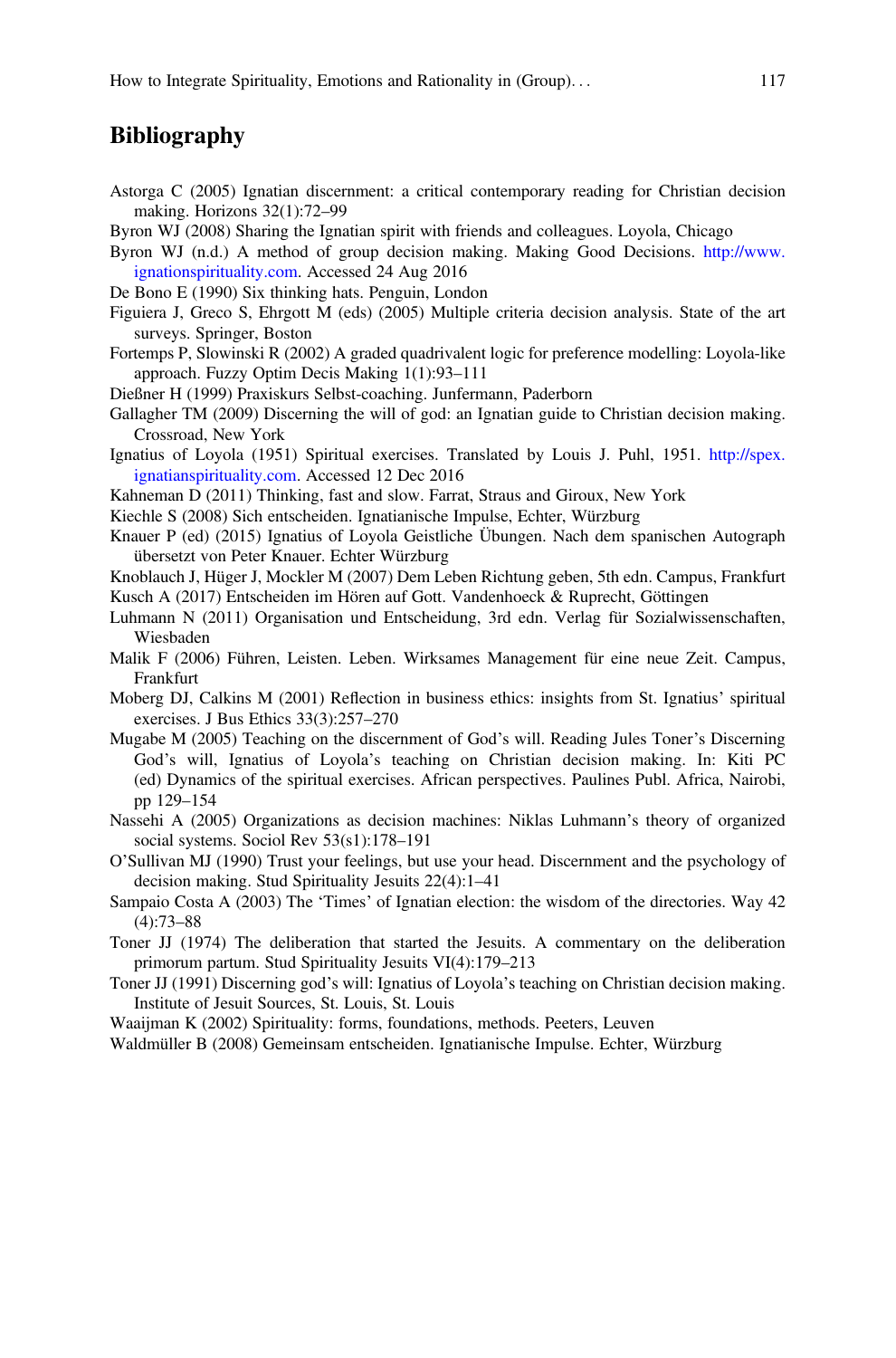## Bibliography

Astorga C (2005) Ignatian discernment: a critical contemporary reading for Christian decision making. Horizons 32(1):72–99

Byron WJ (2008) Sharing the Ignatian spirit with friends and colleagues. Loyola, Chicago

Byron WJ (n.d.) A method of group decision making. Making Good Decisions. http://www.ignationspirituality.com. Accessed 24 Aug 2016

De Bono E (1990) Six thinking hats. Penguin, London

Figuiera J, Greco S, Ehrgott M (eds) (2005) Multiple criteria decision analysis. State of the art surveys. Springer, Boston

Fortemps P, Slowinski R (2002) A graded quadrivalent logic for preference modelling: Loyola-like approach. Fuzzy Optim Decis Making 1(1):93–111

Dießner H (1999) Praxiskurs Selbst-coaching. Junfermann, Paderborn

Gallagher TM (2009) Discerning the will of god: an Ignatian guide to Christian decision making. Crossroad, New York

Ignatius of Loyola (1951) Spiritual exercises. Translated by Louis J. Puhl, 1951. http://spex.ignatianspirituality.com. Accessed 12 Dec 2016

Kahneman D (2011) Thinking, fast and slow. Farrat, Straus and Giroux, New York

Kiechle S (2008) Sich entscheiden. Ignatianische Impulse, Echter, Würzburg

Knauer P (ed) (2015) Ignatius of Loyola Geistliche Übungen. Nach dem spanischen Autograph übersetzt von Peter Knauer. Echter Würzburg

Knoblauch J, Hüger J, Mockler M (2007) Dem Leben Richtung geben, 5th edn. Campus, Frankfurt

Kusch A (2017) Entscheiden im Hören auf Gott. Vandenhoeck & Ruprecht, Göttingen

Luhmann N (2011) Organisation und Entscheidung, 3rd edn. Verlag für Sozialwissenschaften, Wiesbaden

Malik F (2006) Führen, Leisten. Leben. Wirksames Management für eine neue Zeit. Campus, Frankfurt

Moberg DJ, Calkins M (2001) Reflection in business ethics: insights from St. Ignatius' spiritual exercises. J Bus Ethics 33(3):257–270

Mugabe M (2005) Teaching on the discernment of God's will. Reading Jules Toner's Discerning God's will, Ignatius of Loyola's teaching on Christian decision making. In: Kiti PC (ed) Dynamics of the spiritual exercises. African perspectives. Paulines Publ. Africa, Nairobi, pp 129–154

Nassehi A (2005) Organizations as decision machines: Niklas Luhmann's theory of organized social systems. Sociol Rev 53(s1):178–191

O'Sullivan MJ (1990) Trust your feelings, but use your head. Discernment and the psychology of decision making. Stud Spirituality Jesuits 22(4):1–41

Sampaio Costa A (2003) The 'Times' of Ignatian election: the wisdom of the directories. Way 42 (4):73–88

Toner JJ (1974) The deliberation that started the Jesuits. A commentary on the deliberation primorum partum. Stud Spirituality Jesuits VI(4):179–213

Toner JJ (1991) Discerning god's will: Ignatius of Loyola's teaching on Christian decision making. Institute of Jesuit Sources, St. Louis, St. Louis

Waaijman K (2002) Spirituality: forms, foundations, methods. Peeters, Leuven

Waldmüller B (2008) Gemeinsam entscheiden. Ignatianische Impulse. Echter, Würzburg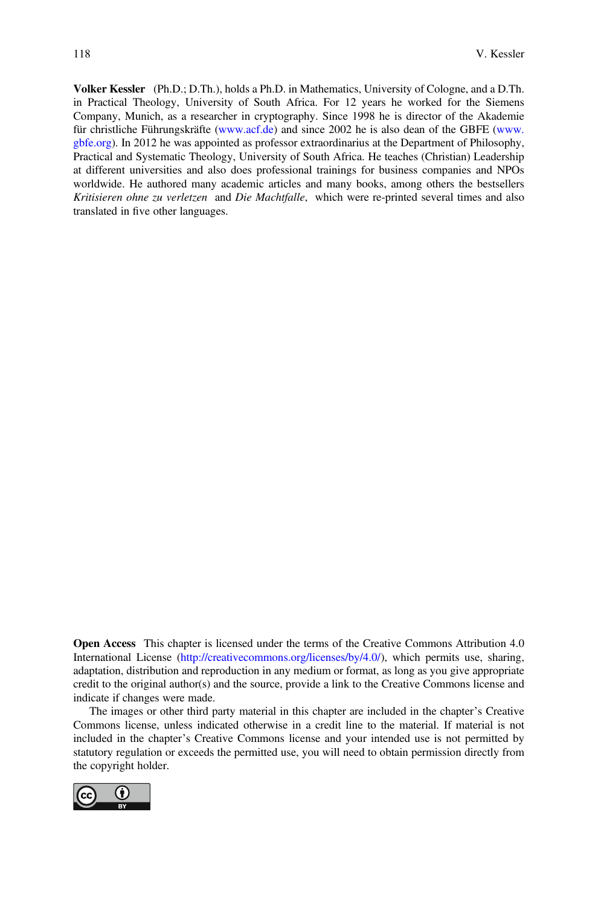**Volker Kessler** (Ph.D.; D.Th.), holds a Ph.D. in Mathematics, University of Cologne, and a D.Th. in Practical Theology, University of South Africa. For 12 years he worked for the Siemens Company, Munich, as a researcher in cryptography. Since 1998 he is director of the Akademie für christliche Führungskräfte (www.acf.de) and since 2002 he is also dean of the GBFE (www.gbfe.org). In 2012 he was appointed as professor extraordinarius at the Department of Philosophy, Practical and Systematic Theology, University of South Africa. He teaches (Christian) Leadership at different universities and also does professional trainings for business companies and NPOs worldwide. He authored many academic articles and many books, among others the bestsellers *Kritisieren ohne zu verletzen* and *Die Machtfalle*, which were re-printed several times and also translated in five other languages.

**Open Access** This chapter is licensed under the terms of the Creative Commons Attribution 4.0 International License (http://creativecommons.org/licenses/by/4.0/), which permits use, sharing, adaptation, distribution and reproduction in any medium or format, as long as you give appropriate credit to the original author(s) and the source, provide a link to the Creative Commons license and indicate if changes were made.

The images or other third party material in this chapter are included in the chapter's Creative Commons license, unless indicated otherwise in a credit line to the material. If material is not included in the chapter's Creative Commons license and your intended use is not permitted by statutory regulation or exceeds the permitted use, you will need to obtain permission directly from the copyright holder.